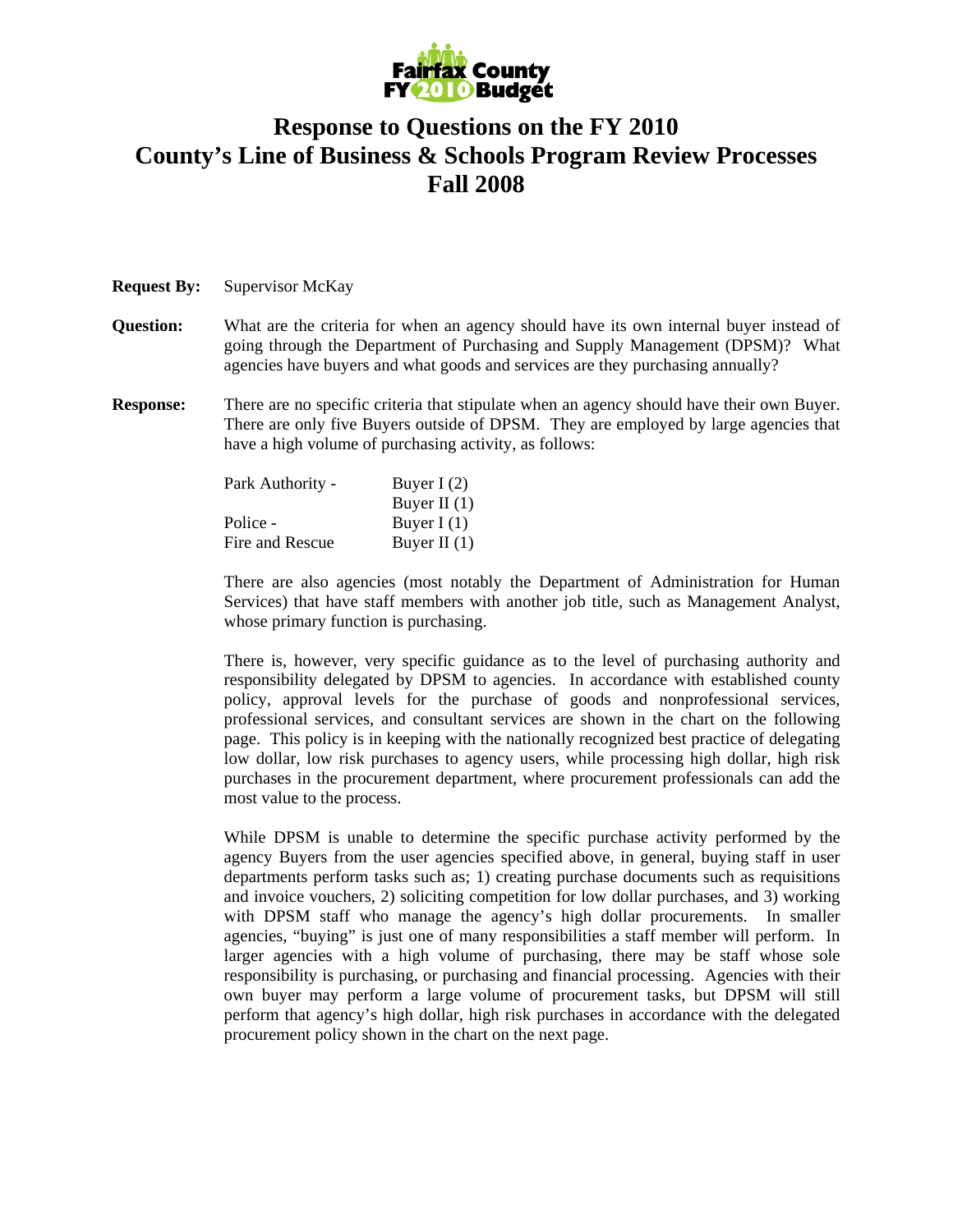Fairfax County FY 2010 Budget

# Response to Questions on the FY 2010 County's Line of Business & Schools Program Review Processes Fall 2008

**Request By:** Supervisor McKay

**Question:** What are the criteria for when an agency should have its own internal buyer instead of going through the Department of Purchasing and Supply Management (DPSM)? What agencies have buyers and what goods and services are they purchasing annually?

**Response:** There are no specific criteria that stipulate when an agency should have their own Buyer. There are only five Buyers outside of DPSM. They are employed by large agencies that have a high volume of purchasing activity, as follows:

| | |
|---|---|
| Park Authority - | Buyer I (2) |
| | Buyer II (1) |
| Police - | Buyer I (1) |
| Fire and Rescue | Buyer II (1) |

There are also agencies (most notably the Department of Administration for Human Services) that have staff members with another job title, such as Management Analyst, whose primary function is purchasing.

There is, however, very specific guidance as to the level of purchasing authority and responsibility delegated by DPSM to agencies. In accordance with established county policy, approval levels for the purchase of goods and nonprofessional services, professional services, and consultant services are shown in the chart on the following page. This policy is in keeping with the nationally recognized best practice of delegating low dollar, low risk purchases to agency users, while processing high dollar, high risk purchases in the procurement department, where procurement professionals can add the most value to the process.

While DPSM is unable to determine the specific purchase activity performed by the agency Buyers from the user agencies specified above, in general, buying staff in user departments perform tasks such as; 1) creating purchase documents such as requisitions and invoice vouchers, 2) soliciting competition for low dollar purchases, and 3) working with DPSM staff who manage the agency's high dollar procurements. In smaller agencies, "buying" is just one of many responsibilities a staff member will perform. In larger agencies with a high volume of purchasing, there may be staff whose sole responsibility is purchasing, or purchasing and financial processing. Agencies with their own buyer may perform a large volume of procurement tasks, but DPSM will still perform that agency's high dollar, high risk purchases in accordance with the delegated procurement policy shown in the chart on the next page.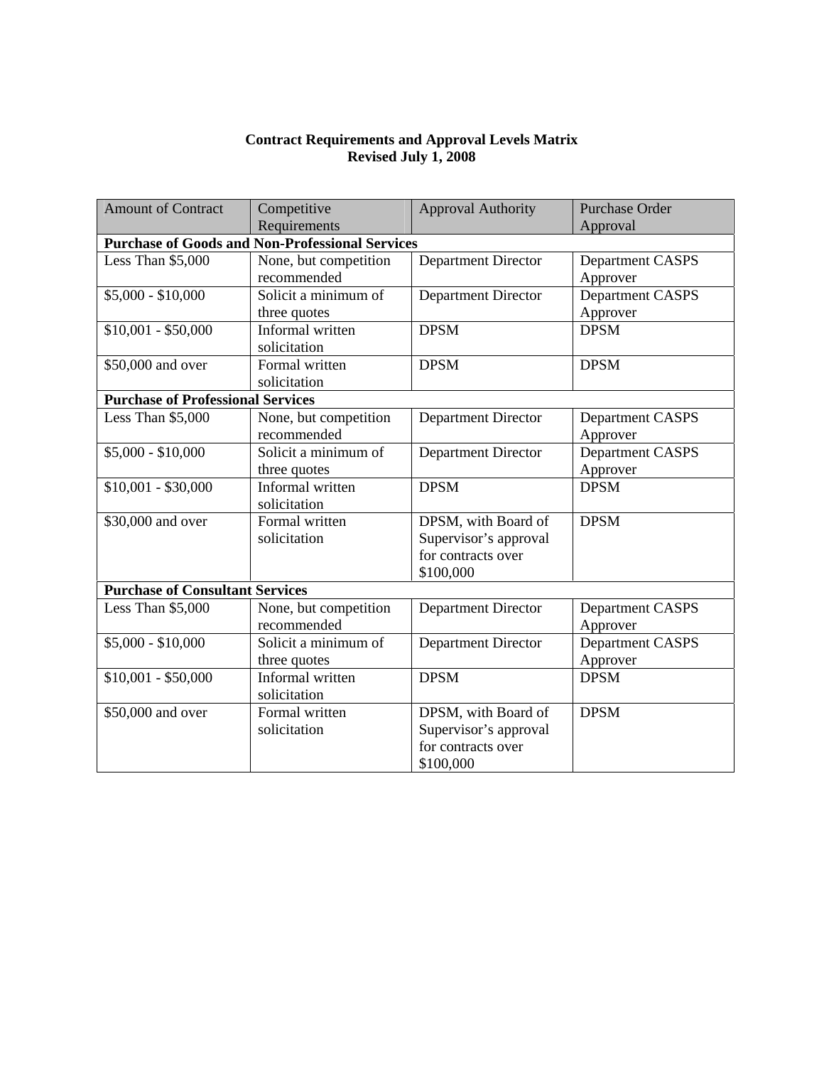**Contract Requirements and Approval Levels Matrix**
**Revised July 1, 2008**

| Amount of Contract | Competitive Requirements | Approval Authority | Purchase Order Approval |
|---|---|---|---|
| **Purchase of Goods and Non-Professional Services** | | | |
| Less Than $5,000 | None, but competition recommended | Department Director | Department CASPS Approver |
| $5,000 - $10,000 | Solicit a minimum of three quotes | Department Director | Department CASPS Approver |
| $10,001 - $50,000 | Informal written solicitation | DPSM | DPSM |
| $50,000 and over | Formal written solicitation | DPSM | DPSM |
| **Purchase of Professional Services** | | | |
| Less Than $5,000 | None, but competition recommended | Department Director | Department CASPS Approver |
| $5,000 - $10,000 | Solicit a minimum of three quotes | Department Director | Department CASPS Approver |
| $10,001 - $30,000 | Informal written solicitation | DPSM | DPSM |
| $30,000 and over | Formal written solicitation | DPSM, with Board of Supervisor's approval for contracts over $100,000 | DPSM |
| **Purchase of Consultant Services** | | | |
| Less Than $5,000 | None, but competition recommended | Department Director | Department CASPS Approver |
| $5,000 - $10,000 | Solicit a minimum of three quotes | Department Director | Department CASPS Approver |
| $10,001 - $50,000 | Informal written solicitation | DPSM | DPSM |
| $50,000 and over | Formal written solicitation | DPSM, with Board of Supervisor's approval for contracts over $100,000 | DPSM |